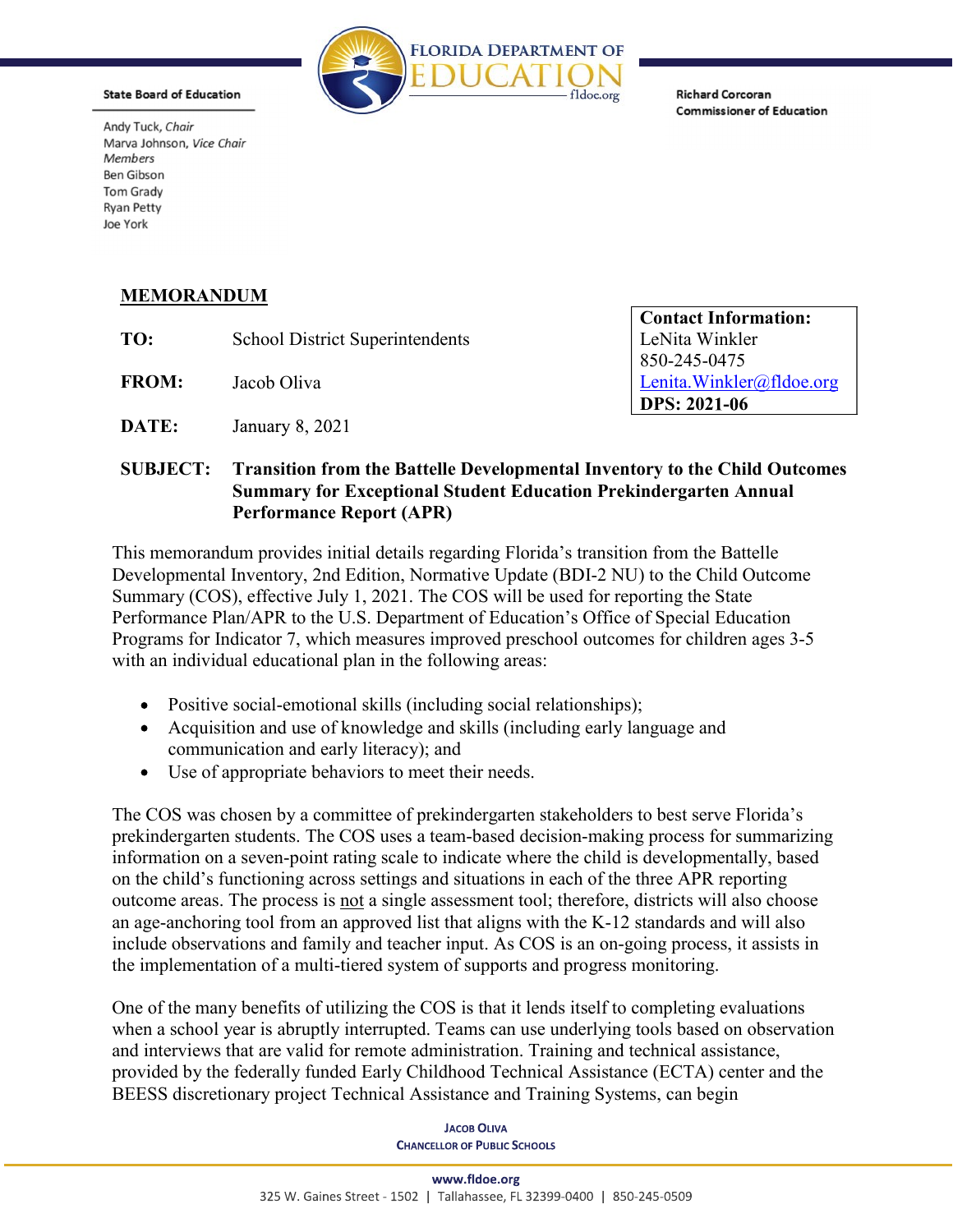FLORIDA DEPARTMENT OF EDUCATION
fldoe.org

**State Board of Education**

Andy Tuck, *Chair*
Marva Johnson, *Vice Chair*
*Members*
Ben Gibson
Tom Grady
Ryan Petty
Joe York

**Richard Corcoran**
**Commissioner of Education**

**MEMORANDUM**

| |
|---|
| **Contact Information:** |
| LeNita Winkler |
| 850-245-0475 |
| Lenita.Winkler@fldoe.org |
| **DPS: 2021-06** |

**TO:** School District Superintendents

**FROM:** Jacob Oliva

**DATE:** January 8, 2021

**SUBJECT: Transition from the Battelle Developmental Inventory to the Child Outcomes Summary for Exceptional Student Education Prekindergarten Annual Performance Report (APR)**

This memorandum provides initial details regarding Florida's transition from the Battelle Developmental Inventory, 2nd Edition, Normative Update (BDI-2 NU) to the Child Outcome Summary (COS), effective July 1, 2021. The COS will be used for reporting the State Performance Plan/APR to the U.S. Department of Education's Office of Special Education Programs for Indicator 7, which measures improved preschool outcomes for children ages 3-5 with an individual educational plan in the following areas:

- Positive social-emotional skills (including social relationships);
- Acquisition and use of knowledge and skills (including early language and communication and early literacy); and
- Use of appropriate behaviors to meet their needs.

The COS was chosen by a committee of prekindergarten stakeholders to best serve Florida's prekindergarten students. The COS uses a team-based decision-making process for summarizing information on a seven-point rating scale to indicate where the child is developmentally, based on the child's functioning across settings and situations in each of the three APR reporting outcome areas. The process is <u>not</u> a single assessment tool; therefore, districts will also choose an age-anchoring tool from an approved list that aligns with the K-12 standards and will also include observations and family and teacher input. As COS is an on-going process, it assists in the implementation of a multi-tiered system of supports and progress monitoring.

One of the many benefits of utilizing the COS is that it lends itself to completing evaluations when a school year is abruptly interrupted. Teams can use underlying tools based on observation and interviews that are valid for remote administration. Training and technical assistance, provided by the federally funded Early Childhood Technical Assistance (ECTA) center and the BEESS discretionary project Technical Assistance and Training Systems, can begin

JACOB OLIVA
CHANCELLOR OF PUBLIC SCHOOLS

www.fldoe.org
325 W. Gaines Street - 1502 | Tallahassee, FL 32399-0400 | 850-245-0509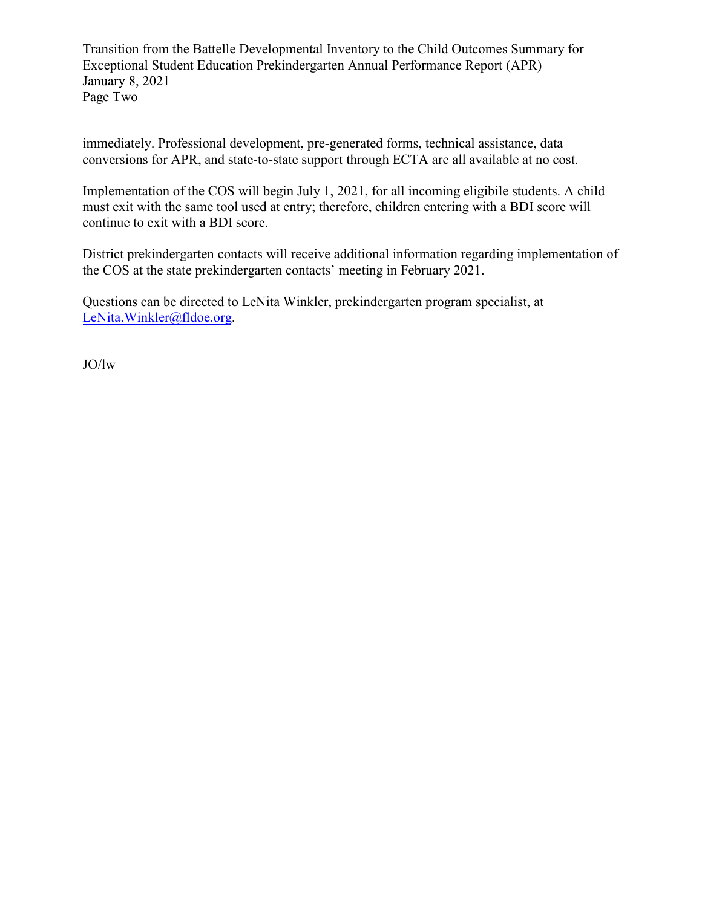immediately. Professional development, pre-generated forms, technical assistance, data conversions for APR, and state-to-state support through ECTA are all available at no cost.

Implementation of the COS will begin July 1, 2021, for all incoming eligibile students. A child must exit with the same tool used at entry; therefore, children entering with a BDI score will continue to exit with a BDI score.

District prekindergarten contacts will receive additional information regarding implementation of the COS at the state prekindergarten contacts' meeting in February 2021.

Questions can be directed to LeNita Winkler, prekindergarten program specialist, at LeNita.Winkler@fldoe.org.

JO/lw